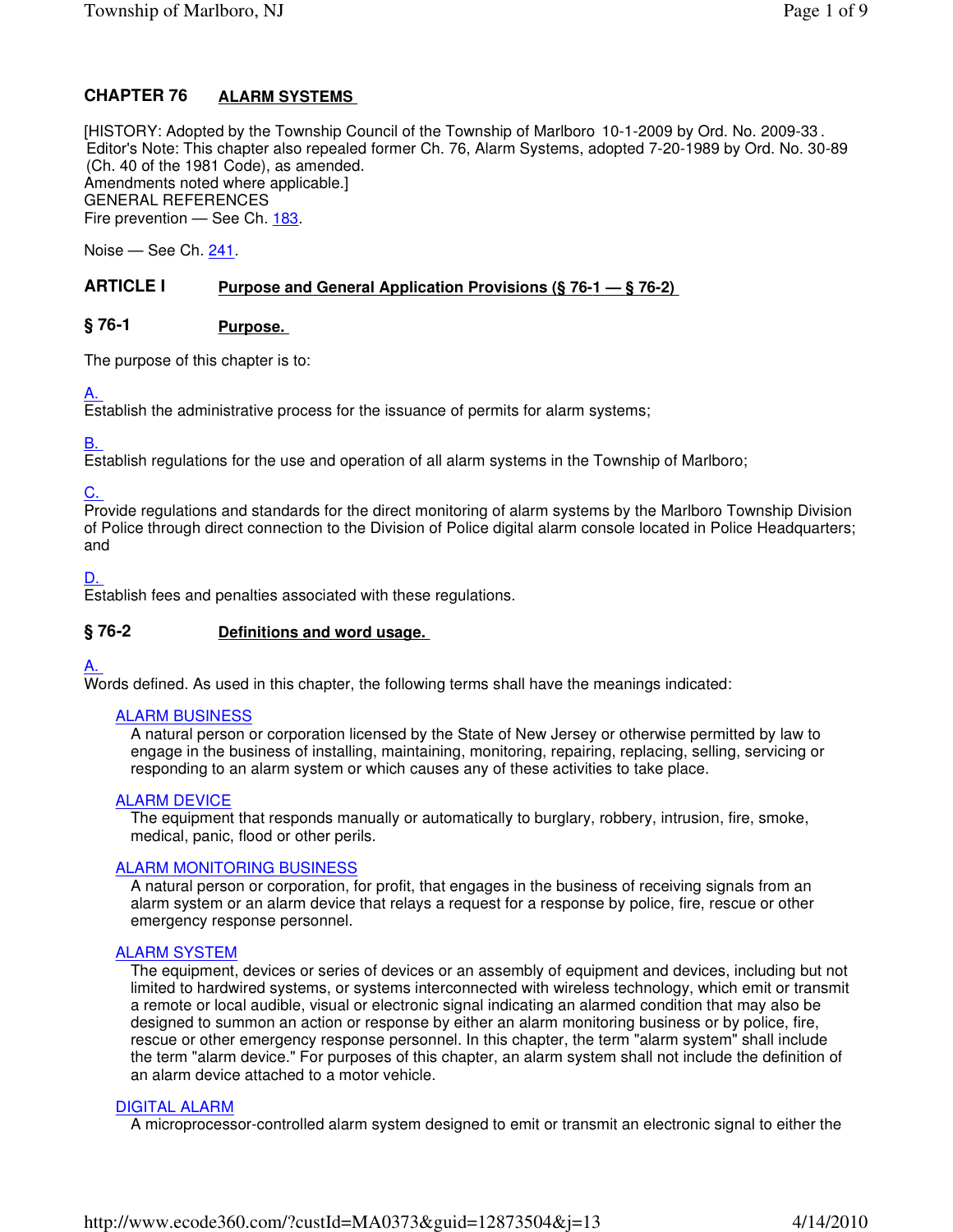# CHAPTER 76 ALARM SYSTEMS

[HISTORY: Adopted by the Township Council of the Township of Marlboro 10-1-2009 by Ord. No. 2009-33. Editor's Note: This chapter also repealed former Ch. 76, Alarm Systems, adopted 7-20-1989 by Ord. No. 30-89 (Ch. 40 of the 1981 Code), as amended.
Amendments noted where applicable.]

GENERAL REFERENCES

Fire prevention — See Ch. 183.

Noise — See Ch. 241.

## ARTICLE I Purpose and General Application Provisions (§ 76-1 — § 76-2)

### § 76-1 Purpose.

The purpose of this chapter is to:

A.
Establish the administrative process for the issuance of permits for alarm systems;

B.
Establish regulations for the use and operation of all alarm systems in the Township of Marlboro;

C.
Provide regulations and standards for the direct monitoring of alarm systems by the Marlboro Township Division of Police through direct connection to the Division of Police digital alarm console located in Police Headquarters; and

D.
Establish fees and penalties associated with these regulations.

### § 76-2 Definitions and word usage.

A.
Words defined. As used in this chapter, the following terms shall have the meanings indicated:

ALARM BUSINESS
: A natural person or corporation licensed by the State of New Jersey or otherwise permitted by law to engage in the business of installing, maintaining, monitoring, repairing, replacing, selling, servicing or responding to an alarm system or which causes any of these activities to take place.

ALARM DEVICE
: The equipment that responds manually or automatically to burglary, robbery, intrusion, fire, smoke, medical, panic, flood or other perils.

ALARM MONITORING BUSINESS
: A natural person or corporation, for profit, that engages in the business of receiving signals from an alarm system or an alarm device that relays a request for a response by police, fire, rescue or other emergency response personnel.

ALARM SYSTEM
: The equipment, devices or series of devices or an assembly of equipment and devices, including but not limited to hardwired systems, or systems interconnected with wireless technology, which emit or transmit a remote or local audible, visual or electronic signal indicating an alarmed condition that may also be designed to summon an action or response by either an alarm monitoring business or by police, fire, rescue or other emergency response personnel. In this chapter, the term "alarm system" shall include the term "alarm device." For purposes of this chapter, an alarm system shall not include the definition of an alarm device attached to a motor vehicle.

DIGITAL ALARM
: A microprocessor-controlled alarm system designed to emit or transmit an electronic signal to either the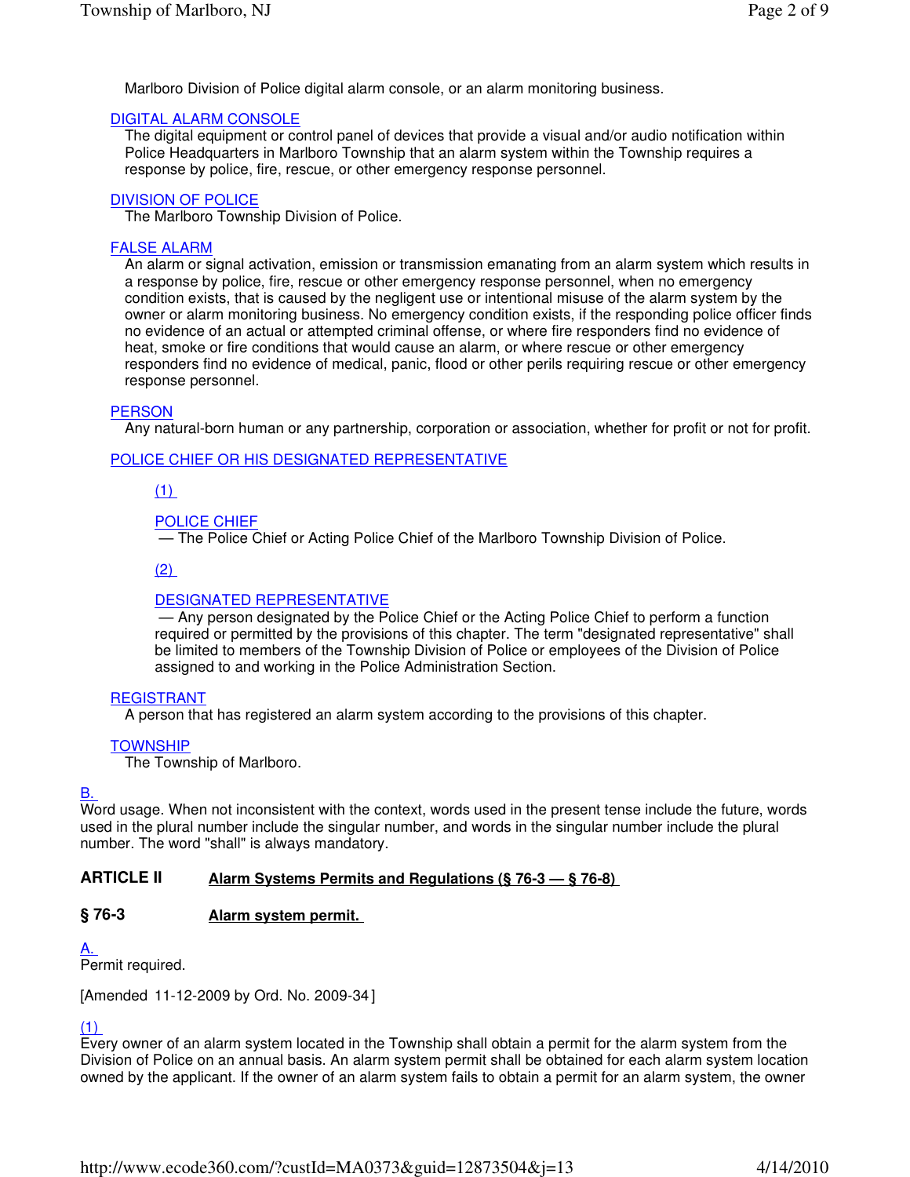Marlboro Division of Police digital alarm console, or an alarm monitoring business.

DIGITAL ALARM CONSOLE
: The digital equipment or control panel of devices that provide a visual and/or audio notification within Police Headquarters in Marlboro Township that an alarm system within the Township requires a response by police, fire, rescue, or other emergency response personnel.

DIVISION OF POLICE
: The Marlboro Township Division of Police.

FALSE ALARM
: An alarm or signal activation, emission or transmission emanating from an alarm system which results in a response by police, fire, rescue or other emergency response personnel, when no emergency condition exists, that is caused by the negligent use or intentional misuse of the alarm system by the owner or alarm monitoring business. No emergency condition exists, if the responding police officer finds no evidence of an actual or attempted criminal offense, or where fire responders find no evidence of heat, smoke or fire conditions that would cause an alarm, or where rescue or other emergency responders find no evidence of medical, panic, flood or other perils requiring rescue or other emergency response personnel.

PERSON
: Any natural-born human or any partnership, corporation or association, whether for profit or not for profit.

POLICE CHIEF OR HIS DESIGNATED REPRESENTATIVE

(1)

POLICE CHIEF
— The Police Chief or Acting Police Chief of the Marlboro Township Division of Police.

(2)

DESIGNATED REPRESENTATIVE
— Any person designated by the Police Chief or the Acting Police Chief to perform a function required or permitted by the provisions of this chapter. The term "designated representative" shall be limited to members of the Township Division of Police or employees of the Division of Police assigned to and working in the Police Administration Section.

REGISTRANT
: A person that has registered an alarm system according to the provisions of this chapter.

TOWNSHIP
: The Township of Marlboro.

B.
Word usage. When not inconsistent with the context, words used in the present tense include the future, words used in the plural number include the singular number, and words in the singular number include the plural number. The word "shall" is always mandatory.

## ARTICLE II Alarm Systems Permits and Regulations (§ 76-3 — § 76-8)

### § 76-3 Alarm system permit.

A.
Permit required.

[Amended 11-12-2009 by Ord. No. 2009-34]

(1)
Every owner of an alarm system located in the Township shall obtain a permit for the alarm system from the Division of Police on an annual basis. An alarm system permit shall be obtained for each alarm system location owned by the applicant. If the owner of an alarm system fails to obtain a permit for an alarm system, the owner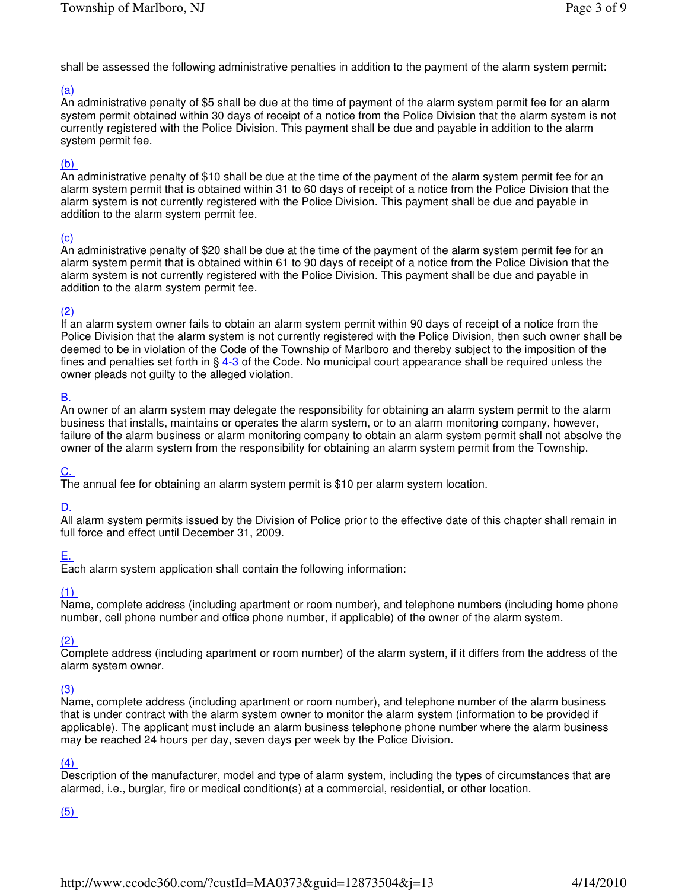shall be assessed the following administrative penalties in addition to the payment of the alarm system permit:

(a)
An administrative penalty of $5 shall be due at the time of payment of the alarm system permit fee for an alarm system permit obtained within 30 days of receipt of a notice from the Police Division that the alarm system is not currently registered with the Police Division. This payment shall be due and payable in addition to the alarm system permit fee.

(b)
An administrative penalty of $10 shall be due at the time of the payment of the alarm system permit fee for an alarm system permit that is obtained within 31 to 60 days of receipt of a notice from the Police Division that the alarm system is not currently registered with the Police Division. This payment shall be due and payable in addition to the alarm system permit fee.

(c)
An administrative penalty of $20 shall be due at the time of the payment of the alarm system permit fee for an alarm system permit that is obtained within 61 to 90 days of receipt of a notice from the Police Division that the alarm system is not currently registered with the Police Division. This payment shall be due and payable in addition to the alarm system permit fee.

(2)
If an alarm system owner fails to obtain an alarm system permit within 90 days of receipt of a notice from the Police Division that the alarm system is not currently registered with the Police Division, then such owner shall be deemed to be in violation of the Code of the Township of Marlboro and thereby subject to the imposition of the fines and penalties set forth in § 4-3 of the Code. No municipal court appearance shall be required unless the owner pleads not guilty to the alleged violation.

B.
An owner of an alarm system may delegate the responsibility for obtaining an alarm system permit to the alarm business that installs, maintains or operates the alarm system, or to an alarm monitoring company, however, failure of the alarm business or alarm monitoring company to obtain an alarm system permit shall not absolve the owner of the alarm system from the responsibility for obtaining an alarm system permit from the Township.

C.
The annual fee for obtaining an alarm system permit is $10 per alarm system location.

D.
All alarm system permits issued by the Division of Police prior to the effective date of this chapter shall remain in full force and effect until December 31, 2009.

E.
Each alarm system application shall contain the following information:

(1)
Name, complete address (including apartment or room number), and telephone numbers (including home phone number, cell phone number and office phone number, if applicable) of the owner of the alarm system.

(2)
Complete address (including apartment or room number) of the alarm system, if it differs from the address of the alarm system owner.

(3)
Name, complete address (including apartment or room number), and telephone number of the alarm business that is under contract with the alarm system owner to monitor the alarm system (information to be provided if applicable). The applicant must include an alarm business telephone phone number where the alarm business may be reached 24 hours per day, seven days per week by the Police Division.

(4)
Description of the manufacturer, model and type of alarm system, including the types of circumstances that are alarmed, i.e., burglar, fire or medical condition(s) at a commercial, residential, or other location.

(5)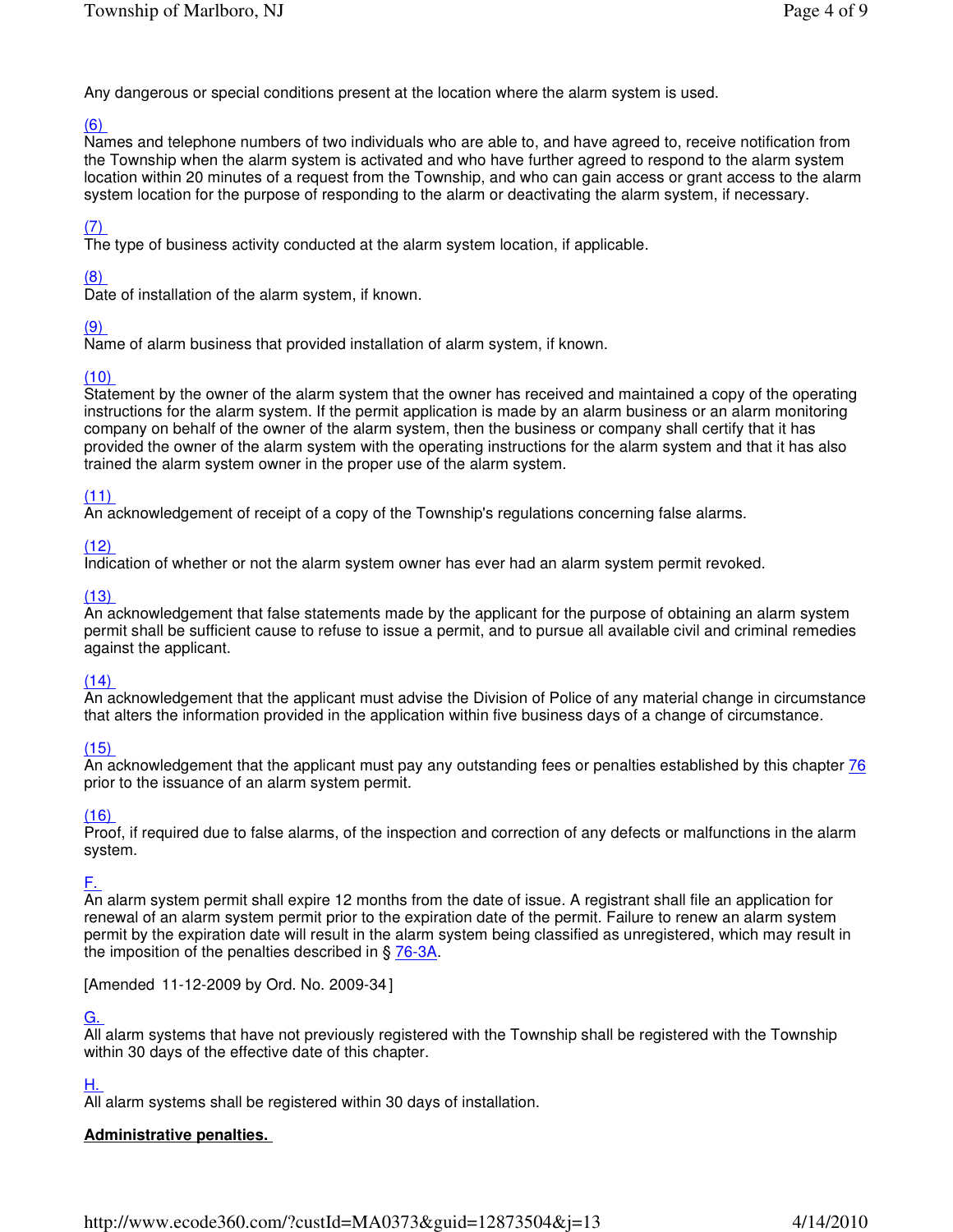Any dangerous or special conditions present at the location where the alarm system is used.

(6)
Names and telephone numbers of two individuals who are able to, and have agreed to, receive notification from the Township when the alarm system is activated and who have further agreed to respond to the alarm system location within 20 minutes of a request from the Township, and who can gain access or grant access to the alarm system location for the purpose of responding to the alarm or deactivating the alarm system, if necessary.

(7)
The type of business activity conducted at the alarm system location, if applicable.

(8)
Date of installation of the alarm system, if known.

(9)
Name of alarm business that provided installation of alarm system, if known.

(10)
Statement by the owner of the alarm system that the owner has received and maintained a copy of the operating instructions for the alarm system. If the permit application is made by an alarm business or an alarm monitoring company on behalf of the owner of the alarm system, then the business or company shall certify that it has provided the owner of the alarm system with the operating instructions for the alarm system and that it has also trained the alarm system owner in the proper use of the alarm system.

(11)
An acknowledgement of receipt of a copy of the Township's regulations concerning false alarms.

(12)
Indication of whether or not the alarm system owner has ever had an alarm system permit revoked.

(13)
An acknowledgement that false statements made by the applicant for the purpose of obtaining an alarm system permit shall be sufficient cause to refuse to issue a permit, and to pursue all available civil and criminal remedies against the applicant.

(14)
An acknowledgement that the applicant must advise the Division of Police of any material change in circumstance that alters the information provided in the application within five business days of a change of circumstance.

(15)
An acknowledgement that the applicant must pay any outstanding fees or penalties established by this chapter 76 prior to the issuance of an alarm system permit.

(16)
Proof, if required due to false alarms, of the inspection and correction of any defects or malfunctions in the alarm system.

F.
An alarm system permit shall expire 12 months from the date of issue. A registrant shall file an application for renewal of an alarm system permit prior to the expiration date of the permit. Failure to renew an alarm system permit by the expiration date will result in the alarm system being classified as unregistered, which may result in the imposition of the penalties described in § 76-3A.

[Amended 11-12-2009 by Ord. No. 2009-34]

G.
All alarm systems that have not previously registered with the Township shall be registered with the Township within 30 days of the effective date of this chapter.

H.
All alarm systems shall be registered within 30 days of installation.

**Administrative penalties.**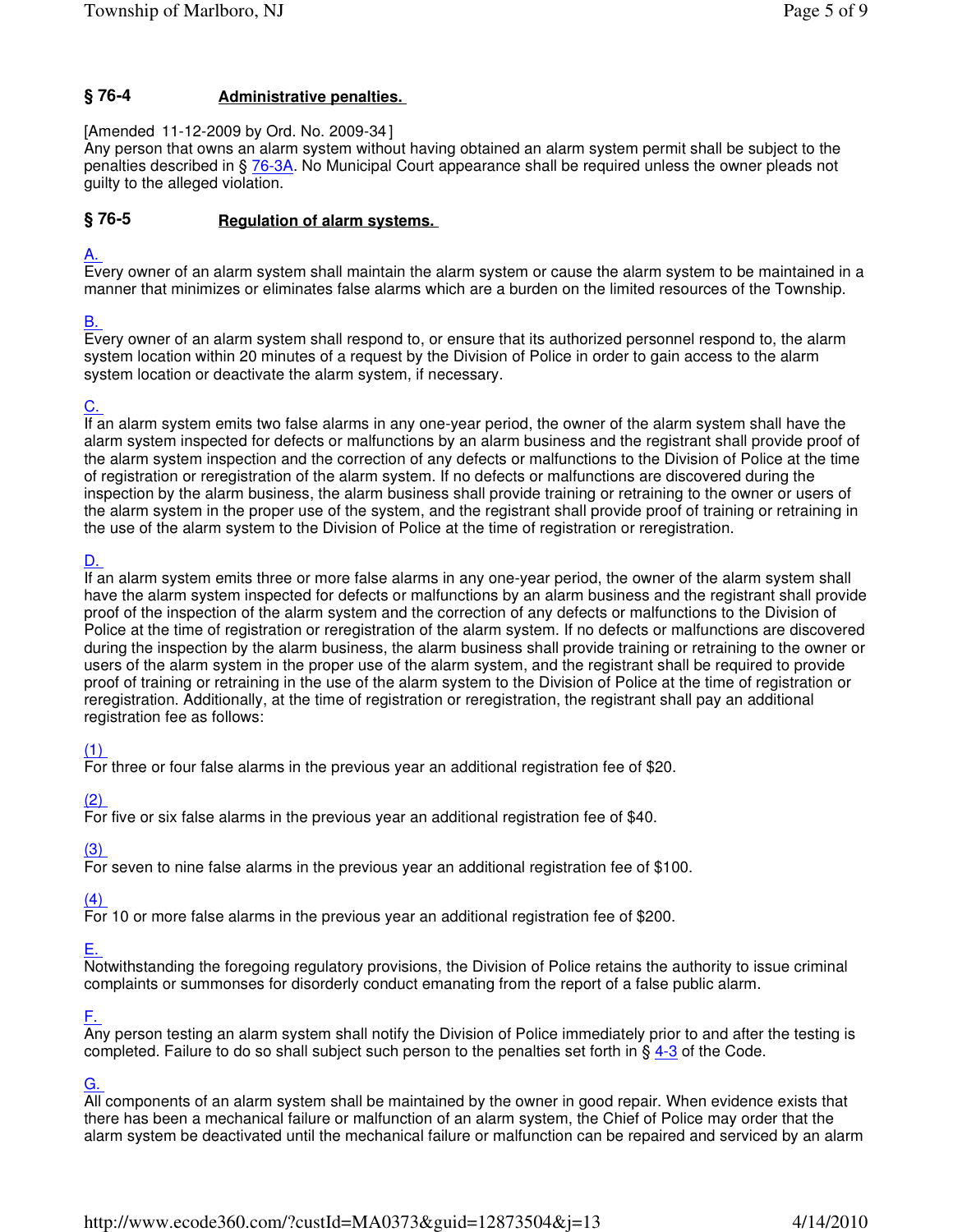## § 76-4 Administrative penalties.

[Amended 11-12-2009 by Ord. No. 2009-34]
Any person that owns an alarm system without having obtained an alarm system permit shall be subject to the penalties described in § 76-3A. No Municipal Court appearance shall be required unless the owner pleads not guilty to the alleged violation.

## § 76-5 Regulation of alarm systems.

A.
Every owner of an alarm system shall maintain the alarm system or cause the alarm system to be maintained in a manner that minimizes or eliminates false alarms which are a burden on the limited resources of the Township.

B.
Every owner of an alarm system shall respond to, or ensure that its authorized personnel respond to, the alarm system location within 20 minutes of a request by the Division of Police in order to gain access to the alarm system location or deactivate the alarm system, if necessary.

C.
If an alarm system emits two false alarms in any one-year period, the owner of the alarm system shall have the alarm system inspected for defects or malfunctions by an alarm business and the registrant shall provide proof of the alarm system inspection and the correction of any defects or malfunctions to the Division of Police at the time of registration or reregistration of the alarm system. If no defects or malfunctions are discovered during the inspection by the alarm business, the alarm business shall provide training or retraining to the owner or users of the alarm system in the proper use of the system, and the registrant shall provide proof of training or retraining in the use of the alarm system to the Division of Police at the time of registration or reregistration.

D.
If an alarm system emits three or more false alarms in any one-year period, the owner of the alarm system shall have the alarm system inspected for defects or malfunctions by an alarm business and the registrant shall provide proof of the inspection of the alarm system and the correction of any defects or malfunctions to the Division of Police at the time of registration or reregistration of the alarm system. If no defects or malfunctions are discovered during the inspection by the alarm business, the alarm business shall provide training or retraining to the owner or users of the alarm system in the proper use of the alarm system, and the registrant shall be required to provide proof of training or retraining in the use of the alarm system to the Division of Police at the time of registration or reregistration. Additionally, at the time of registration or reregistration, the registrant shall pay an additional registration fee as follows:

(1)
For three or four false alarms in the previous year an additional registration fee of $20.

(2)
For five or six false alarms in the previous year an additional registration fee of $40.

(3)
For seven to nine false alarms in the previous year an additional registration fee of $100.

(4)
For 10 or more false alarms in the previous year an additional registration fee of $200.

E.
Notwithstanding the foregoing regulatory provisions, the Division of Police retains the authority to issue criminal complaints or summonses for disorderly conduct emanating from the report of a false public alarm.

F.
Any person testing an alarm system shall notify the Division of Police immediately prior to and after the testing is completed. Failure to do so shall subject such person to the penalties set forth in § 4-3 of the Code.

G.
All components of an alarm system shall be maintained by the owner in good repair. When evidence exists that there has been a mechanical failure or malfunction of an alarm system, the Chief of Police may order that the alarm system be deactivated until the mechanical failure or malfunction can be repaired and serviced by an alarm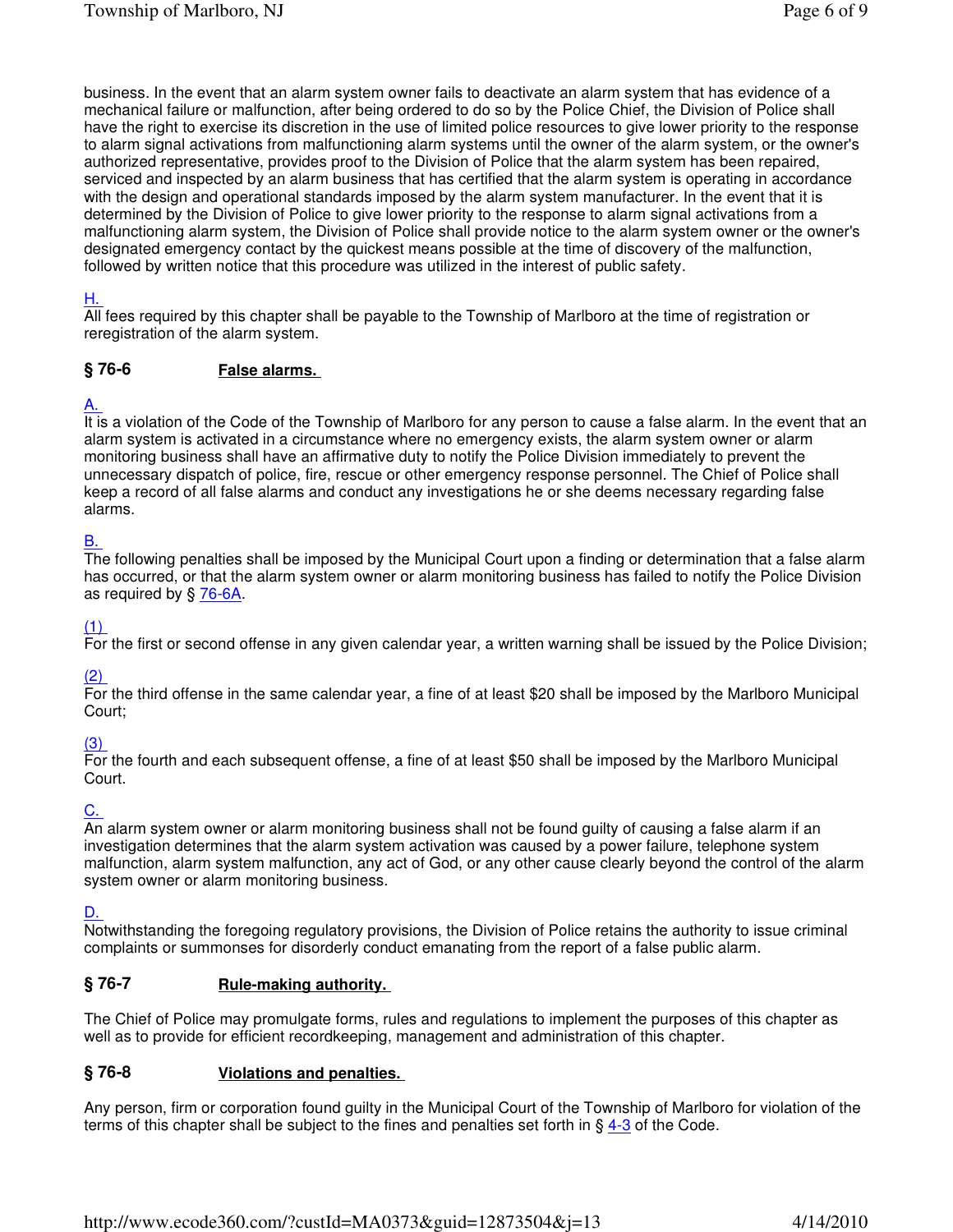business. In the event that an alarm system owner fails to deactivate an alarm system that has evidence of a mechanical failure or malfunction, after being ordered to do so by the Police Chief, the Division of Police shall have the right to exercise its discretion in the use of limited police resources to give lower priority to the response to alarm signal activations from malfunctioning alarm systems until the owner of the alarm system, or the owner's authorized representative, provides proof to the Division of Police that the alarm system has been repaired, serviced and inspected by an alarm business that has certified that the alarm system is operating in accordance with the design and operational standards imposed by the alarm system manufacturer. In the event that it is determined by the Division of Police to give lower priority to the response to alarm signal activations from a malfunctioning alarm system, the Division of Police shall provide notice to the alarm system owner or the owner's designated emergency contact by the quickest means possible at the time of discovery of the malfunction, followed by written notice that this procedure was utilized in the interest of public safety.

H.

All fees required by this chapter shall be payable to the Township of Marlboro at the time of registration or reregistration of the alarm system.

## § 76-6 False alarms.

A.

It is a violation of the Code of the Township of Marlboro for any person to cause a false alarm. In the event that an alarm system is activated in a circumstance where no emergency exists, the alarm system owner or alarm monitoring business shall have an affirmative duty to notify the Police Division immediately to prevent the unnecessary dispatch of police, fire, rescue or other emergency response personnel. The Chief of Police shall keep a record of all false alarms and conduct any investigations he or she deems necessary regarding false alarms.

B.

The following penalties shall be imposed by the Municipal Court upon a finding or determination that a false alarm has occurred, or that the alarm system owner or alarm monitoring business has failed to notify the Police Division as required by § 76-6A.

(1)

For the first or second offense in any given calendar year, a written warning shall be issued by the Police Division;

(2)

For the third offense in the same calendar year, a fine of at least $20 shall be imposed by the Marlboro Municipal Court;

(3)

For the fourth and each subsequent offense, a fine of at least $50 shall be imposed by the Marlboro Municipal Court.

C.

An alarm system owner or alarm monitoring business shall not be found guilty of causing a false alarm if an investigation determines that the alarm system activation was caused by a power failure, telephone system malfunction, alarm system malfunction, any act of God, or any other cause clearly beyond the control of the alarm system owner or alarm monitoring business.

D.

Notwithstanding the foregoing regulatory provisions, the Division of Police retains the authority to issue criminal complaints or summonses for disorderly conduct emanating from the report of a false public alarm.

## § 76-7 Rule-making authority.

The Chief of Police may promulgate forms, rules and regulations to implement the purposes of this chapter as well as to provide for efficient recordkeeping, management and administration of this chapter.

## § 76-8 Violations and penalties.

Any person, firm or corporation found guilty in the Municipal Court of the Township of Marlboro for violation of the terms of this chapter shall be subject to the fines and penalties set forth in § 4-3 of the Code.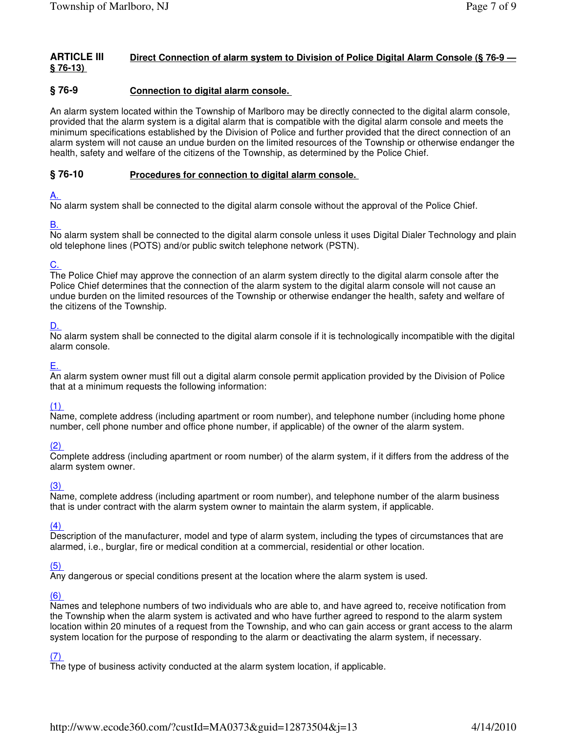## ARTICLE III Direct Connection of alarm system to Division of Police Digital Alarm Console (§ 76-9 — § 76-13)

### § 76-9 Connection to digital alarm console.

An alarm system located within the Township of Marlboro may be directly connected to the digital alarm console, provided that the alarm system is a digital alarm that is compatible with the digital alarm console and meets the minimum specifications established by the Division of Police and further provided that the direct connection of an alarm system will not cause an undue burden on the limited resources of the Township or otherwise endanger the health, safety and welfare of the citizens of the Township, as determined by the Police Chief.

### § 76-10 Procedures for connection to digital alarm console.

A.
No alarm system shall be connected to the digital alarm console without the approval of the Police Chief.

B.
No alarm system shall be connected to the digital alarm console unless it uses Digital Dialer Technology and plain old telephone lines (POTS) and/or public switch telephone network (PSTN).

C.
The Police Chief may approve the connection of an alarm system directly to the digital alarm console after the Police Chief determines that the connection of the alarm system to the digital alarm console will not cause an undue burden on the limited resources of the Township or otherwise endanger the health, safety and welfare of the citizens of the Township.

D.
No alarm system shall be connected to the digital alarm console if it is technologically incompatible with the digital alarm console.

E.
An alarm system owner must fill out a digital alarm console permit application provided by the Division of Police that at a minimum requests the following information:

(1)
Name, complete address (including apartment or room number), and telephone number (including home phone number, cell phone number and office phone number, if applicable) of the owner of the alarm system.

(2)
Complete address (including apartment or room number) of the alarm system, if it differs from the address of the alarm system owner.

(3)
Name, complete address (including apartment or room number), and telephone number of the alarm business that is under contract with the alarm system owner to maintain the alarm system, if applicable.

(4)
Description of the manufacturer, model and type of alarm system, including the types of circumstances that are alarmed, i.e., burglar, fire or medical condition at a commercial, residential or other location.

(5)
Any dangerous or special conditions present at the location where the alarm system is used.

(6)
Names and telephone numbers of two individuals who are able to, and have agreed to, receive notification from the Township when the alarm system is activated and who have further agreed to respond to the alarm system location within 20 minutes of a request from the Township, and who can gain access or grant access to the alarm system location for the purpose of responding to the alarm or deactivating the alarm system, if necessary.

(7)
The type of business activity conducted at the alarm system location, if applicable.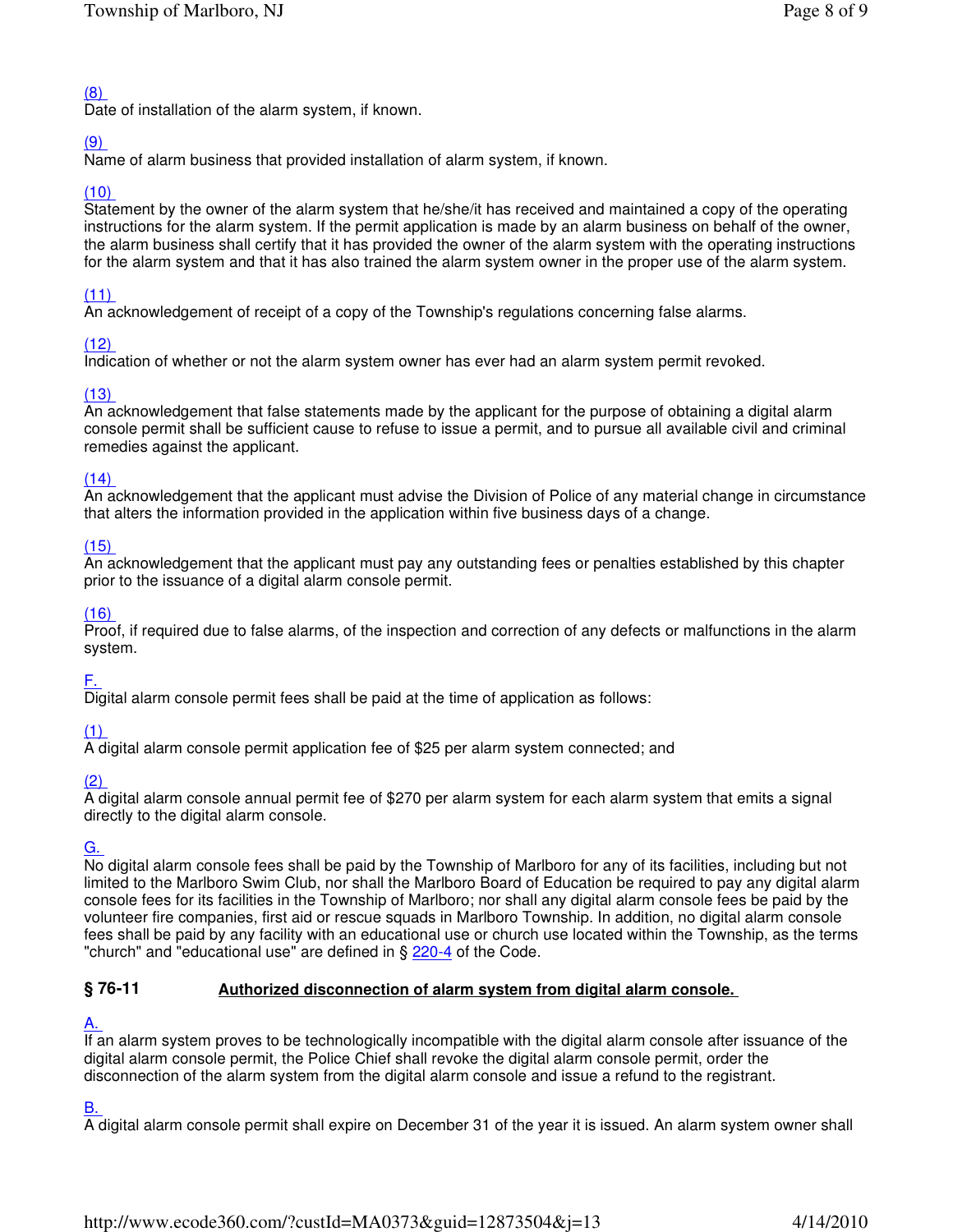(8)
Date of installation of the alarm system, if known.

(9)
Name of alarm business that provided installation of alarm system, if known.

(10)
Statement by the owner of the alarm system that he/she/it has received and maintained a copy of the operating instructions for the alarm system. If the permit application is made by an alarm business on behalf of the owner, the alarm business shall certify that it has provided the owner of the alarm system with the operating instructions for the alarm system and that it has also trained the alarm system owner in the proper use of the alarm system.

(11)
An acknowledgement of receipt of a copy of the Township's regulations concerning false alarms.

(12)
Indication of whether or not the alarm system owner has ever had an alarm system permit revoked.

(13)
An acknowledgement that false statements made by the applicant for the purpose of obtaining a digital alarm console permit shall be sufficient cause to refuse to issue a permit, and to pursue all available civil and criminal remedies against the applicant.

(14)
An acknowledgement that the applicant must advise the Division of Police of any material change in circumstance that alters the information provided in the application within five business days of a change.

(15)
An acknowledgement that the applicant must pay any outstanding fees or penalties established by this chapter prior to the issuance of a digital alarm console permit.

(16)
Proof, if required due to false alarms, of the inspection and correction of any defects or malfunctions in the alarm system.

F.
Digital alarm console permit fees shall be paid at the time of application as follows:

(1)
A digital alarm console permit application fee of $25 per alarm system connected; and

(2)
A digital alarm console annual permit fee of $270 per alarm system for each alarm system that emits a signal directly to the digital alarm console.

G.
No digital alarm console fees shall be paid by the Township of Marlboro for any of its facilities, including but not limited to the Marlboro Swim Club, nor shall the Marlboro Board of Education be required to pay any digital alarm console fees for its facilities in the Township of Marlboro; nor shall any digital alarm console fees be paid by the volunteer fire companies, first aid or rescue squads in Marlboro Township. In addition, no digital alarm console fees shall be paid by any facility with an educational use or church use located within the Township, as the terms "church" and "educational use" are defined in § 220-4 of the Code.

## § 76-11 Authorized disconnection of alarm system from digital alarm console.

A.
If an alarm system proves to be technologically incompatible with the digital alarm console after issuance of the digital alarm console permit, the Police Chief shall revoke the digital alarm console permit, order the disconnection of the alarm system from the digital alarm console and issue a refund to the registrant.

B.
A digital alarm console permit shall expire on December 31 of the year it is issued. An alarm system owner shall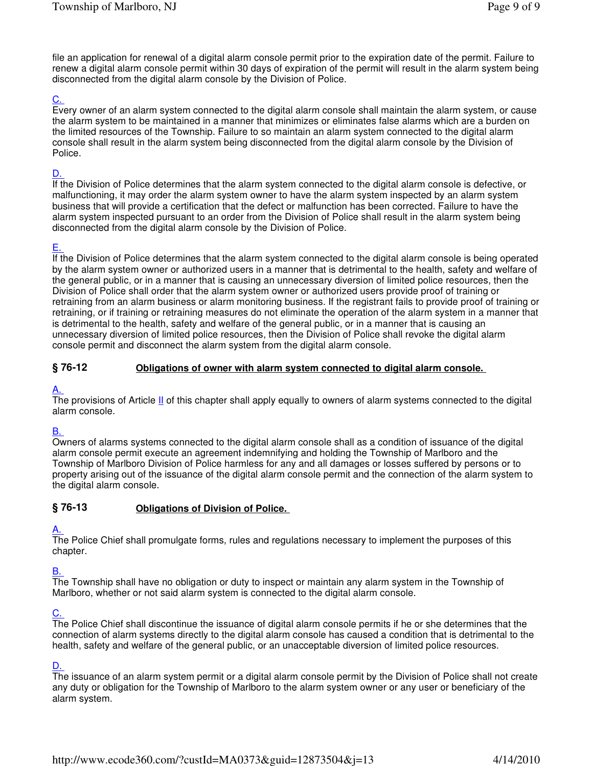file an application for renewal of a digital alarm console permit prior to the expiration date of the permit. Failure to renew a digital alarm console permit within 30 days of expiration of the permit will result in the alarm system being disconnected from the digital alarm console by the Division of Police.

C.
Every owner of an alarm system connected to the digital alarm console shall maintain the alarm system, or cause the alarm system to be maintained in a manner that minimizes or eliminates false alarms which are a burden on the limited resources of the Township. Failure to so maintain an alarm system connected to the digital alarm console shall result in the alarm system being disconnected from the digital alarm console by the Division of Police.

D.
If the Division of Police determines that the alarm system connected to the digital alarm console is defective, or malfunctioning, it may order the alarm system owner to have the alarm system inspected by an alarm system business that will provide a certification that the defect or malfunction has been corrected. Failure to have the alarm system inspected pursuant to an order from the Division of Police shall result in the alarm system being disconnected from the digital alarm console by the Division of Police.

E.
If the Division of Police determines that the alarm system connected to the digital alarm console is being operated by the alarm system owner or authorized users in a manner that is detrimental to the health, safety and welfare of the general public, or in a manner that is causing an unnecessary diversion of limited police resources, then the Division of Police shall order that the alarm system owner or authorized users provide proof of training or retraining from an alarm business or alarm monitoring business. If the registrant fails to provide proof of training or retraining, or if training or retraining measures do not eliminate the operation of the alarm system in a manner that is detrimental to the health, safety and welfare of the general public, or in a manner that is causing an unnecessary diversion of limited police resources, then the Division of Police shall revoke the digital alarm console permit and disconnect the alarm system from the digital alarm console.

## § 76-12 Obligations of owner with alarm system connected to digital alarm console.

A.
The provisions of Article II of this chapter shall apply equally to owners of alarm systems connected to the digital alarm console.

B.
Owners of alarms systems connected to the digital alarm console shall as a condition of issuance of the digital alarm console permit execute an agreement indemnifying and holding the Township of Marlboro and the Township of Marlboro Division of Police harmless for any and all damages or losses suffered by persons or to property arising out of the issuance of the digital alarm console permit and the connection of the alarm system to the digital alarm console.

## § 76-13 Obligations of Division of Police.

A.
The Police Chief shall promulgate forms, rules and regulations necessary to implement the purposes of this chapter.

B.
The Township shall have no obligation or duty to inspect or maintain any alarm system in the Township of Marlboro, whether or not said alarm system is connected to the digital alarm console.

C.
The Police Chief shall discontinue the issuance of digital alarm console permits if he or she determines that the connection of alarm systems directly to the digital alarm console has caused a condition that is detrimental to the health, safety and welfare of the general public, or an unacceptable diversion of limited police resources.

D.
The issuance of an alarm system permit or a digital alarm console permit by the Division of Police shall not create any duty or obligation for the Township of Marlboro to the alarm system owner or any user or beneficiary of the alarm system.